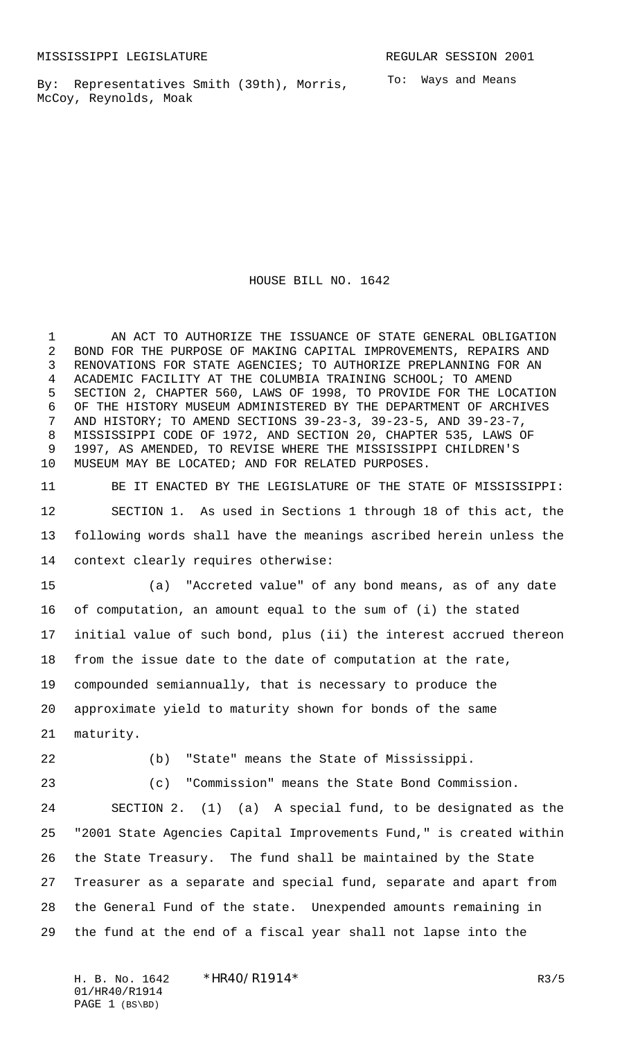MISSISSIPPI LEGISLATURE REGULAR SESSION 2001

By: Representatives Smith (39th), Morris, McCoy, Reynolds, Moak

To: Ways and Means

# HOUSE BILL NO. 1642

AN ACT TO AUTHORIZE THE ISSUANCE OF STATE GENERAL OBLIGATION BOND FOR THE PURPOSE OF MAKING CAPITAL IMPROVEMENTS, REPAIRS AND RENOVATIONS FOR STATE AGENCIES; TO AUTHORIZE PREPLANNING FOR AN ACADEMIC FACILITY AT THE COLUMBIA TRAINING SCHOOL; TO AMEND SECTION 2, CHAPTER 560, LAWS OF 1998, TO PROVIDE FOR THE LOCATION OF THE HISTORY MUSEUM ADMINISTERED BY THE DEPARTMENT OF ARCHIVES AND HISTORY; TO AMEND SECTIONS 39-23-3, 39-23-5, AND 39-23-7, MISSISSIPPI CODE OF 1972, AND SECTION 20, CHAPTER 535, LAWS OF 1997, AS AMENDED, TO REVISE WHERE THE MISSISSIPPI CHILDREN'S MUSEUM MAY BE LOCATED; AND FOR RELATED PURPOSES.

BE IT ENACTED BY THE LEGISLATURE OF THE STATE OF MISSISSIPPI:

SECTION 1. As used in Sections 1 through 18 of this act, the following words shall have the meanings ascribed herein unless the context clearly requires otherwise:

(a) "Accreted value" of any bond means, as of any date of computation, an amount equal to the sum of (i) the stated initial value of such bond, plus (ii) the interest accrued thereon from the issue date to the date of computation at the rate, compounded semiannually, that is necessary to produce the approximate yield to maturity shown for bonds of the same maturity.

(b) "State" means the State of Mississippi.

(c) "Commission" means the State Bond Commission.

SECTION 2. (1) (a) A special fund, to be designated as the "2001 State Agencies Capital Improvements Fund," is created within the State Treasury. The fund shall be maintained by the State Treasurer as a separate and special fund, separate and apart from the General Fund of the state. Unexpended amounts remaining in the fund at the end of a fiscal year shall not lapse into the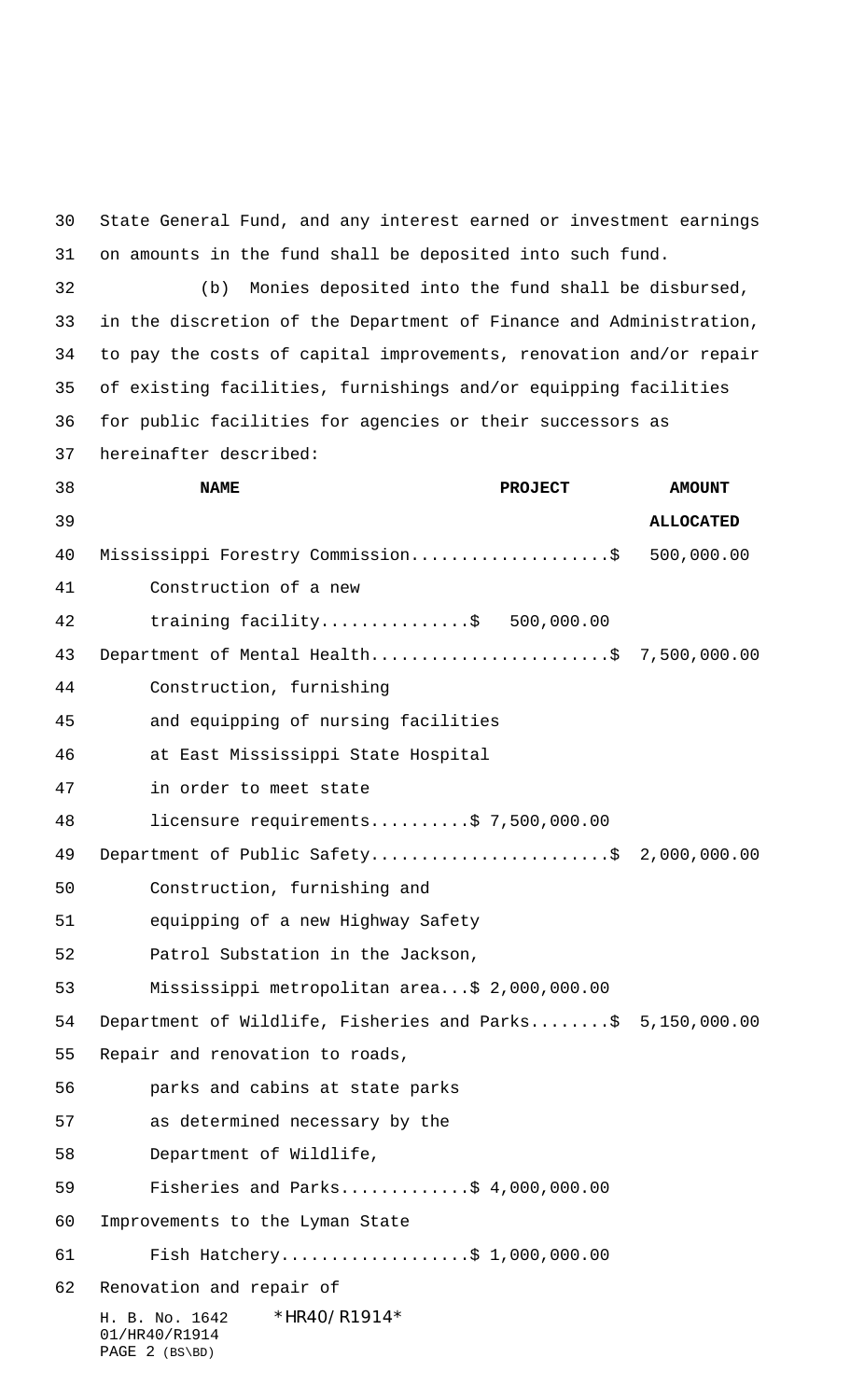State General Fund, and any interest earned or investment earnings on amounts in the fund shall be deposited into such fund.

(b) Monies deposited into the fund shall be disbursed, in the discretion of the Department of Finance and Administration, to pay the costs of capital improvements, renovation and/or repair of existing facilities, furnishings and/or equipping facilities for public facilities for agencies or their successors as hereinafter described:

| NAME | PROJECT | AMOUNT ALLOCATED |
|---|---|---|
| Mississippi Forestry Commission | | $ 500,000.00 |
| Construction of a new training facility | $ 500,000.00 | |
| Department of Mental Health | | $ 7,500,000.00 |
| Construction, furnishing and equipping of nursing facilities at East Mississippi State Hospital in order to meet state licensure requirements | $ 7,500,000.00 | |
| Department of Public Safety | | $ 2,000,000.00 |
| Construction, furnishing and equipping of a new Highway Safety Patrol Substation in the Jackson, Mississippi metropolitan area | $ 2,000,000.00 | |
| Department of Wildlife, Fisheries and Parks | | $ 5,150,000.00 |
| Repair and renovation to roads, parks and cabins at state parks as determined necessary by the Department of Wildlife, Fisheries and Parks | $ 4,000,000.00 | |
| Improvements to the Lyman State Fish Hatchery | $ 1,000,000.00 | |
| Renovation and repair of | | |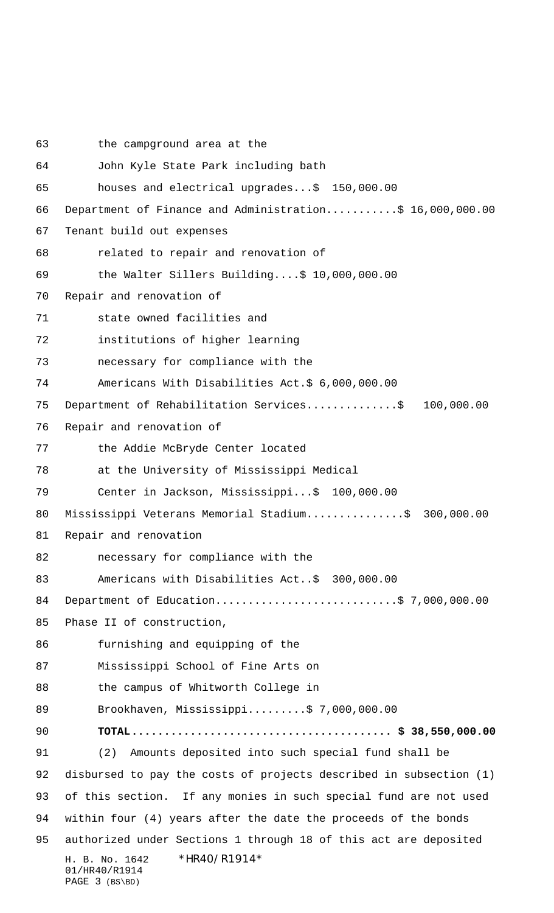the campground area at the John Kyle State Park including bath houses and electrical upgrades...$ 150,000.00

Department of Finance and Administration...........$ 16,000,000.00

Tenant build out expenses related to repair and renovation of the Walter Sillers Building....$ 10,000,000.00

Repair and renovation of state owned facilities and institutions of higher learning necessary for compliance with the Americans With Disabilities Act.$ 6,000,000.00

Department of Rehabilitation Services.............$ 100,000.00

Repair and renovation of the Addie McBryde Center located at the University of Mississippi Medical Center in Jackson, Mississippi...$ 100,000.00

Mississippi Veterans Memorial Stadium...............$ 300,000.00

Repair and renovation necessary for compliance with the Americans with Disabilities Act..$ 300,000.00

Department of Education............................$ 7,000,000.00

Phase II of construction, furnishing and equipping of the Mississippi School of Fine Arts on the campus of Whitworth College in Brookhaven, Mississippi.........$ 7,000,000.00

**TOTAL....................................... $ 38,550,000.00**

(2) Amounts deposited into such special fund shall be disbursed to pay the costs of projects described in subsection (1) of this section. If any monies in such special fund are not used within four (4) years after the date the proceeds of the bonds authorized under Sections 1 through 18 of this act are deposited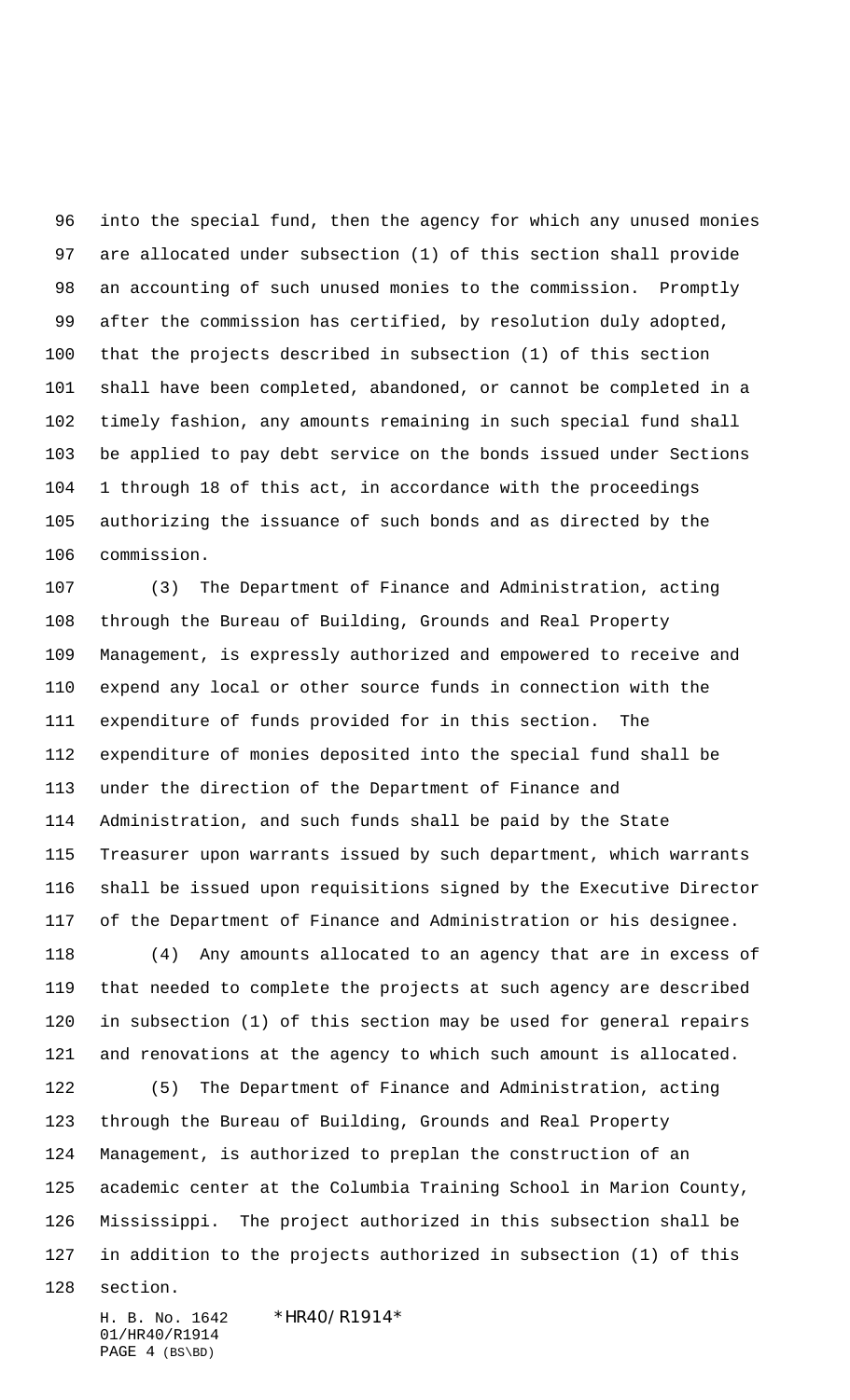into the special fund, then the agency for which any unused monies are allocated under subsection (1) of this section shall provide an accounting of such unused monies to the commission. Promptly after the commission has certified, by resolution duly adopted, that the projects described in subsection (1) of this section shall have been completed, abandoned, or cannot be completed in a timely fashion, any amounts remaining in such special fund shall be applied to pay debt service on the bonds issued under Sections 1 through 18 of this act, in accordance with the proceedings authorizing the issuance of such bonds and as directed by the commission.

(3) The Department of Finance and Administration, acting through the Bureau of Building, Grounds and Real Property Management, is expressly authorized and empowered to receive and expend any local or other source funds in connection with the expenditure of funds provided for in this section. The expenditure of monies deposited into the special fund shall be under the direction of the Department of Finance and Administration, and such funds shall be paid by the State Treasurer upon warrants issued by such department, which warrants shall be issued upon requisitions signed by the Executive Director of the Department of Finance and Administration or his designee.

(4) Any amounts allocated to an agency that are in excess of that needed to complete the projects at such agency are described in subsection (1) of this section may be used for general repairs and renovations at the agency to which such amount is allocated.

(5) The Department of Finance and Administration, acting through the Bureau of Building, Grounds and Real Property Management, is authorized to preplan the construction of an academic center at the Columbia Training School in Marion County, Mississippi. The project authorized in this subsection shall be in addition to the projects authorized in subsection (1) of this section.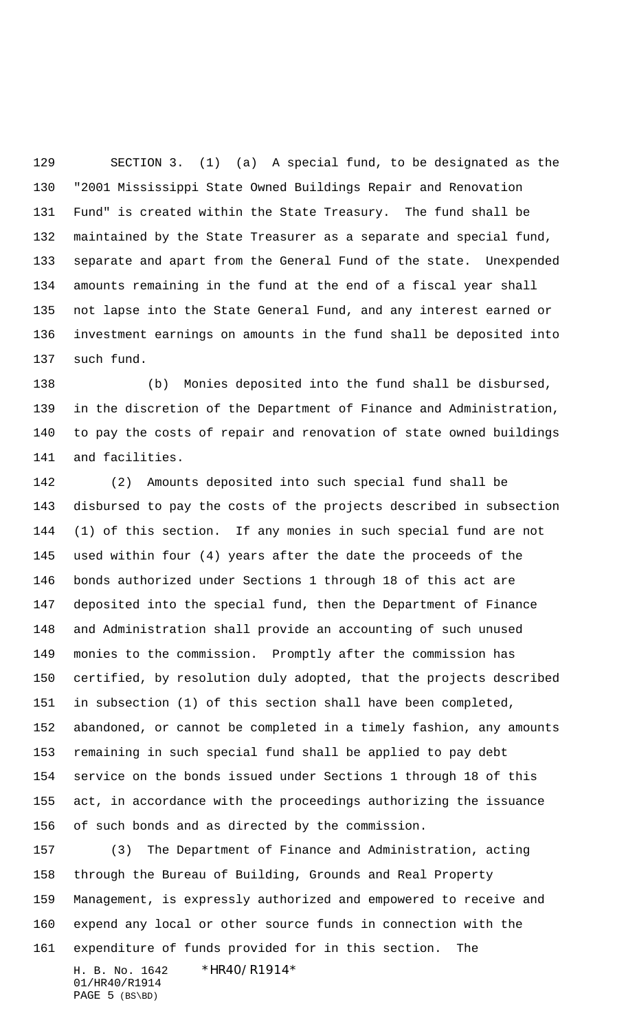SECTION 3. (1) (a) A special fund, to be designated as the "2001 Mississippi State Owned Buildings Repair and Renovation Fund" is created within the State Treasury. The fund shall be maintained by the State Treasurer as a separate and special fund, separate and apart from the General Fund of the state. Unexpended amounts remaining in the fund at the end of a fiscal year shall not lapse into the State General Fund, and any interest earned or investment earnings on amounts in the fund shall be deposited into such fund.

(b) Monies deposited into the fund shall be disbursed, in the discretion of the Department of Finance and Administration, to pay the costs of repair and renovation of state owned buildings and facilities.

(2) Amounts deposited into such special fund shall be disbursed to pay the costs of the projects described in subsection (1) of this section. If any monies in such special fund are not used within four (4) years after the date the proceeds of the bonds authorized under Sections 1 through 18 of this act are deposited into the special fund, then the Department of Finance and Administration shall provide an accounting of such unused monies to the commission. Promptly after the commission has certified, by resolution duly adopted, that the projects described in subsection (1) of this section shall have been completed, abandoned, or cannot be completed in a timely fashion, any amounts remaining in such special fund shall be applied to pay debt service on the bonds issued under Sections 1 through 18 of this act, in accordance with the proceedings authorizing the issuance of such bonds and as directed by the commission.

(3) The Department of Finance and Administration, acting through the Bureau of Building, Grounds and Real Property Management, is expressly authorized and empowered to receive and expend any local or other source funds in connection with the expenditure of funds provided for in this section. The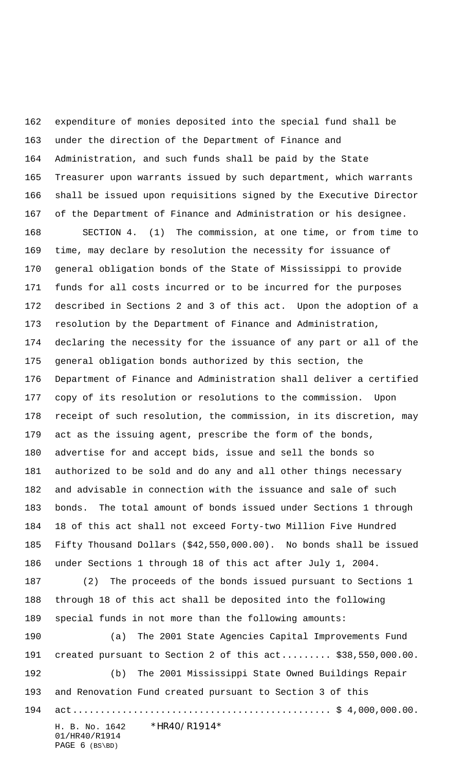expenditure of monies deposited into the special fund shall be under the direction of the Department of Finance and Administration, and such funds shall be paid by the State Treasurer upon warrants issued by such department, which warrants shall be issued upon requisitions signed by the Executive Director of the Department of Finance and Administration or his designee.

SECTION 4. (1) The commission, at one time, or from time to time, may declare by resolution the necessity for issuance of general obligation bonds of the State of Mississippi to provide funds for all costs incurred or to be incurred for the purposes described in Sections 2 and 3 of this act. Upon the adoption of a resolution by the Department of Finance and Administration, declaring the necessity for the issuance of any part or all of the general obligation bonds authorized by this section, the Department of Finance and Administration shall deliver a certified copy of its resolution or resolutions to the commission. Upon receipt of such resolution, the commission, in its discretion, may act as the issuing agent, prescribe the form of the bonds, advertise for and accept bids, issue and sell the bonds so authorized to be sold and do any and all other things necessary and advisable in connection with the issuance and sale of such bonds. The total amount of bonds issued under Sections 1 through 18 of this act shall not exceed Forty-two Million Five Hundred Fifty Thousand Dollars ($42,550,000.00). No bonds shall be issued under Sections 1 through 18 of this act after July 1, 2004.

(2) The proceeds of the bonds issued pursuant to Sections 1 through 18 of this act shall be deposited into the following special funds in not more than the following amounts:

(a) The 2001 State Agencies Capital Improvements Fund created pursuant to Section 2 of this act......... $38,550,000.00.

(b) The 2001 Mississippi State Owned Buildings Repair and Renovation Fund created pursuant to Section 3 of this act............................................. $ 4,000,000.00.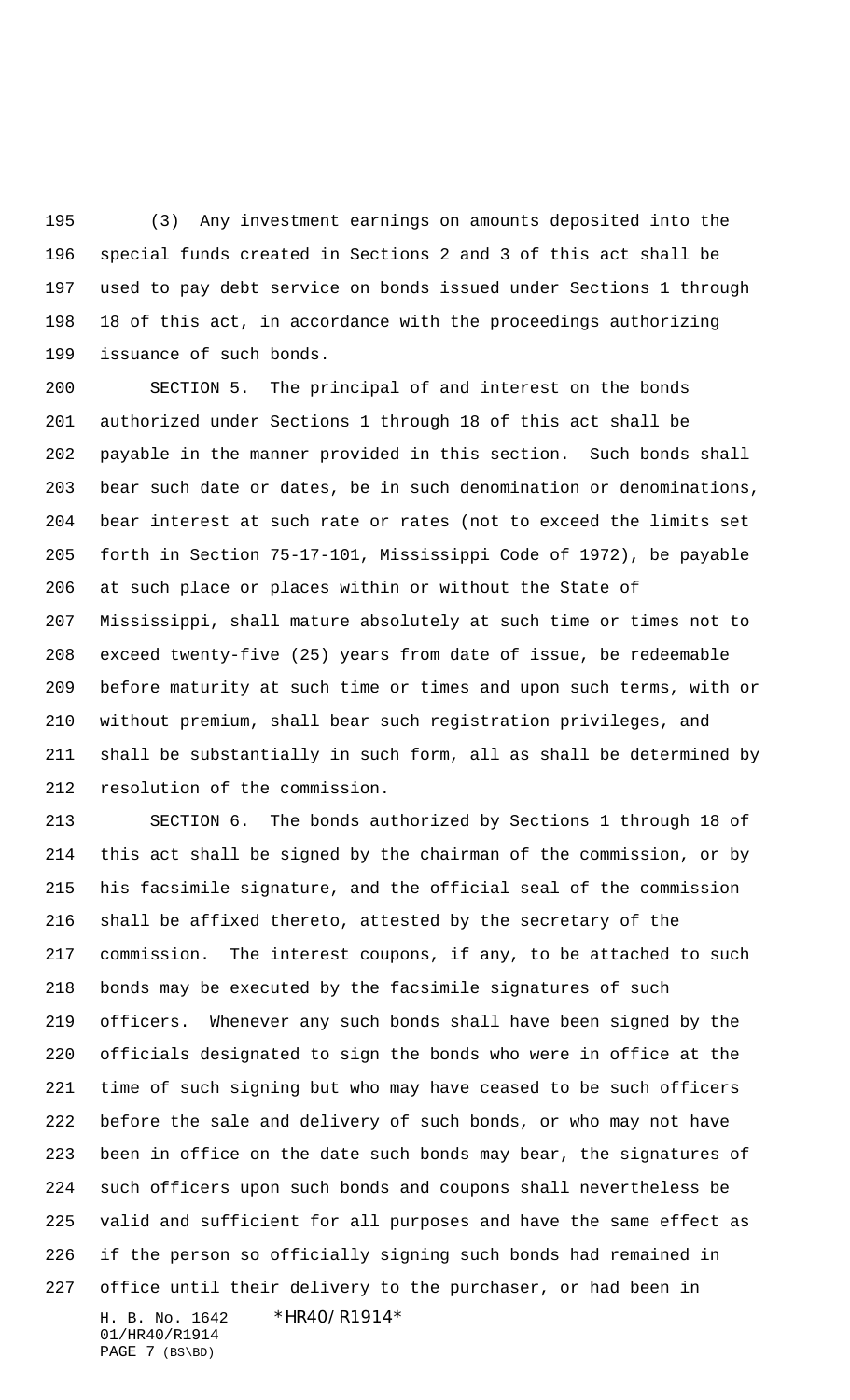(3) Any investment earnings on amounts deposited into the special funds created in Sections 2 and 3 of this act shall be used to pay debt service on bonds issued under Sections 1 through 18 of this act, in accordance with the proceedings authorizing issuance of such bonds.

SECTION 5. The principal of and interest on the bonds authorized under Sections 1 through 18 of this act shall be payable in the manner provided in this section. Such bonds shall bear such date or dates, be in such denomination or denominations, bear interest at such rate or rates (not to exceed the limits set forth in Section 75-17-101, Mississippi Code of 1972), be payable at such place or places within or without the State of Mississippi, shall mature absolutely at such time or times not to exceed twenty-five (25) years from date of issue, be redeemable before maturity at such time or times and upon such terms, with or without premium, shall bear such registration privileges, and shall be substantially in such form, all as shall be determined by resolution of the commission.

SECTION 6. The bonds authorized by Sections 1 through 18 of this act shall be signed by the chairman of the commission, or by his facsimile signature, and the official seal of the commission shall be affixed thereto, attested by the secretary of the commission. The interest coupons, if any, to be attached to such bonds may be executed by the facsimile signatures of such officers. Whenever any such bonds shall have been signed by the officials designated to sign the bonds who were in office at the time of such signing but who may have ceased to be such officers before the sale and delivery of such bonds, or who may not have been in office on the date such bonds may bear, the signatures of such officers upon such bonds and coupons shall nevertheless be valid and sufficient for all purposes and have the same effect as if the person so officially signing such bonds had remained in office until their delivery to the purchaser, or had been in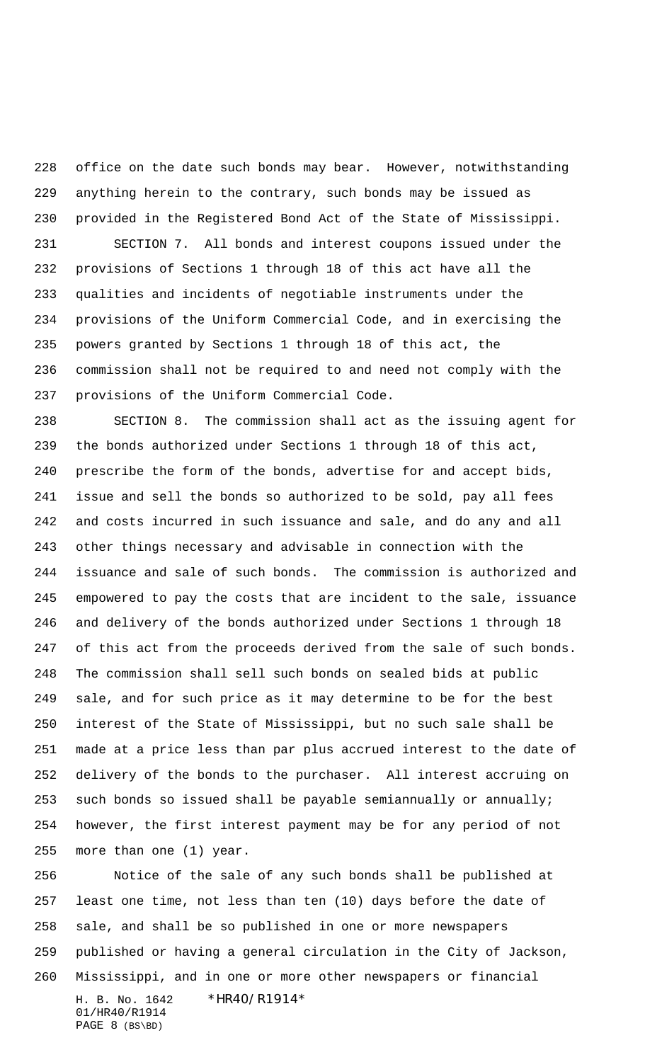office on the date such bonds may bear. However, notwithstanding anything herein to the contrary, such bonds may be issued as provided in the Registered Bond Act of the State of Mississippi.

SECTION 7. All bonds and interest coupons issued under the provisions of Sections 1 through 18 of this act have all the qualities and incidents of negotiable instruments under the provisions of the Uniform Commercial Code, and in exercising the powers granted by Sections 1 through 18 of this act, the commission shall not be required to and need not comply with the provisions of the Uniform Commercial Code.

SECTION 8. The commission shall act as the issuing agent for the bonds authorized under Sections 1 through 18 of this act, prescribe the form of the bonds, advertise for and accept bids, issue and sell the bonds so authorized to be sold, pay all fees and costs incurred in such issuance and sale, and do any and all other things necessary and advisable in connection with the issuance and sale of such bonds. The commission is authorized and empowered to pay the costs that are incident to the sale, issuance and delivery of the bonds authorized under Sections 1 through 18 of this act from the proceeds derived from the sale of such bonds. The commission shall sell such bonds on sealed bids at public sale, and for such price as it may determine to be for the best interest of the State of Mississippi, but no such sale shall be made at a price less than par plus accrued interest to the date of delivery of the bonds to the purchaser. All interest accruing on such bonds so issued shall be payable semiannually or annually; however, the first interest payment may be for any period of not more than one (1) year.

Notice of the sale of any such bonds shall be published at least one time, not less than ten (10) days before the date of sale, and shall be so published in one or more newspapers published or having a general circulation in the City of Jackson, Mississippi, and in one or more other newspapers or financial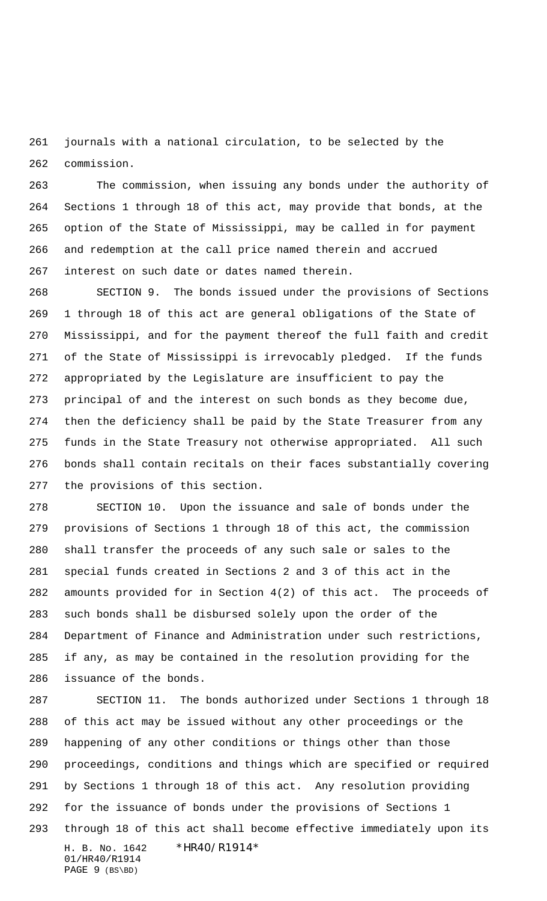journals with a national circulation, to be selected by the commission.

The commission, when issuing any bonds under the authority of Sections 1 through 18 of this act, may provide that bonds, at the option of the State of Mississippi, may be called in for payment and redemption at the call price named therein and accrued interest on such date or dates named therein.

SECTION 9. The bonds issued under the provisions of Sections 1 through 18 of this act are general obligations of the State of Mississippi, and for the payment thereof the full faith and credit of the State of Mississippi is irrevocably pledged. If the funds appropriated by the Legislature are insufficient to pay the principal of and the interest on such bonds as they become due, then the deficiency shall be paid by the State Treasurer from any funds in the State Treasury not otherwise appropriated. All such bonds shall contain recitals on their faces substantially covering the provisions of this section.

SECTION 10. Upon the issuance and sale of bonds under the provisions of Sections 1 through 18 of this act, the commission shall transfer the proceeds of any such sale or sales to the special funds created in Sections 2 and 3 of this act in the amounts provided for in Section 4(2) of this act. The proceeds of such bonds shall be disbursed solely upon the order of the Department of Finance and Administration under such restrictions, if any, as may be contained in the resolution providing for the issuance of the bonds.

SECTION 11. The bonds authorized under Sections 1 through 18 of this act may be issued without any other proceedings or the happening of any other conditions or things other than those proceedings, conditions and things which are specified or required by Sections 1 through 18 of this act. Any resolution providing for the issuance of bonds under the provisions of Sections 1 through 18 of this act shall become effective immediately upon its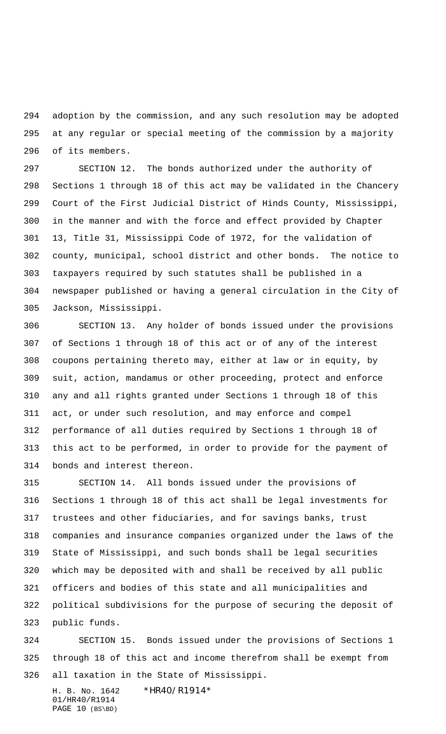adoption by the commission, and any such resolution may be adopted at any regular or special meeting of the commission by a majority of its members.

SECTION 12. The bonds authorized under the authority of Sections 1 through 18 of this act may be validated in the Chancery Court of the First Judicial District of Hinds County, Mississippi, in the manner and with the force and effect provided by Chapter 13, Title 31, Mississippi Code of 1972, for the validation of county, municipal, school district and other bonds. The notice to taxpayers required by such statutes shall be published in a newspaper published or having a general circulation in the City of Jackson, Mississippi.

SECTION 13. Any holder of bonds issued under the provisions of Sections 1 through 18 of this act or of any of the interest coupons pertaining thereto may, either at law or in equity, by suit, action, mandamus or other proceeding, protect and enforce any and all rights granted under Sections 1 through 18 of this act, or under such resolution, and may enforce and compel performance of all duties required by Sections 1 through 18 of this act to be performed, in order to provide for the payment of bonds and interest thereon.

SECTION 14. All bonds issued under the provisions of Sections 1 through 18 of this act shall be legal investments for trustees and other fiduciaries, and for savings banks, trust companies and insurance companies organized under the laws of the State of Mississippi, and such bonds shall be legal securities which may be deposited with and shall be received by all public officers and bodies of this state and all municipalities and political subdivisions for the purpose of securing the deposit of public funds.

SECTION 15. Bonds issued under the provisions of Sections 1 through 18 of this act and income therefrom shall be exempt from all taxation in the State of Mississippi.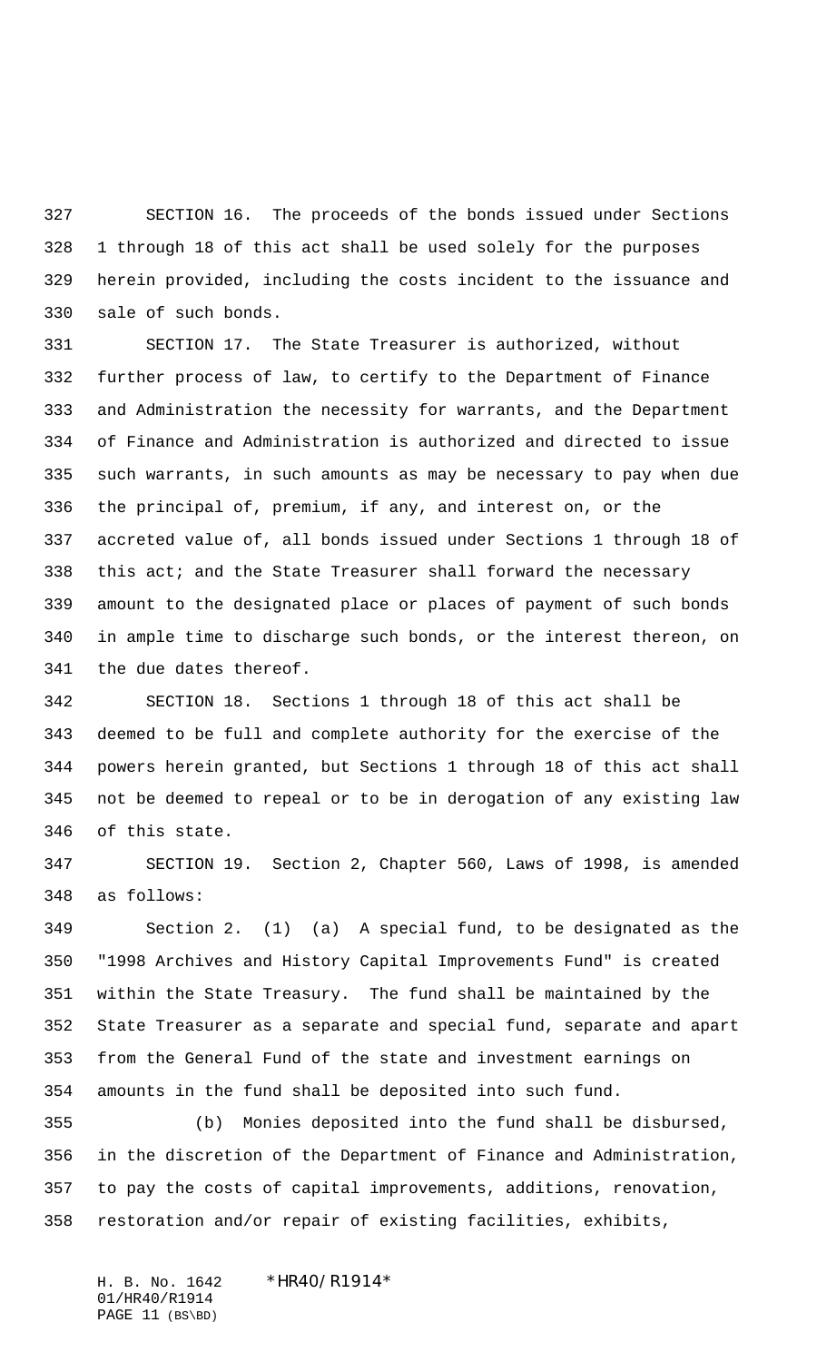SECTION 16. The proceeds of the bonds issued under Sections 1 through 18 of this act shall be used solely for the purposes herein provided, including the costs incident to the issuance and sale of such bonds.

SECTION 17. The State Treasurer is authorized, without further process of law, to certify to the Department of Finance and Administration the necessity for warrants, and the Department of Finance and Administration is authorized and directed to issue such warrants, in such amounts as may be necessary to pay when due the principal of, premium, if any, and interest on, or the accreted value of, all bonds issued under Sections 1 through 18 of this act; and the State Treasurer shall forward the necessary amount to the designated place or places of payment of such bonds in ample time to discharge such bonds, or the interest thereon, on the due dates thereof.

SECTION 18. Sections 1 through 18 of this act shall be deemed to be full and complete authority for the exercise of the powers herein granted, but Sections 1 through 18 of this act shall not be deemed to repeal or to be in derogation of any existing law of this state.

SECTION 19. Section 2, Chapter 560, Laws of 1998, is amended as follows:

Section 2. (1) (a) A special fund, to be designated as the "1998 Archives and History Capital Improvements Fund" is created within the State Treasury. The fund shall be maintained by the State Treasurer as a separate and special fund, separate and apart from the General Fund of the state and investment earnings on amounts in the fund shall be deposited into such fund.

(b) Monies deposited into the fund shall be disbursed, in the discretion of the Department of Finance and Administration, to pay the costs of capital improvements, additions, renovation, restoration and/or repair of existing facilities, exhibits,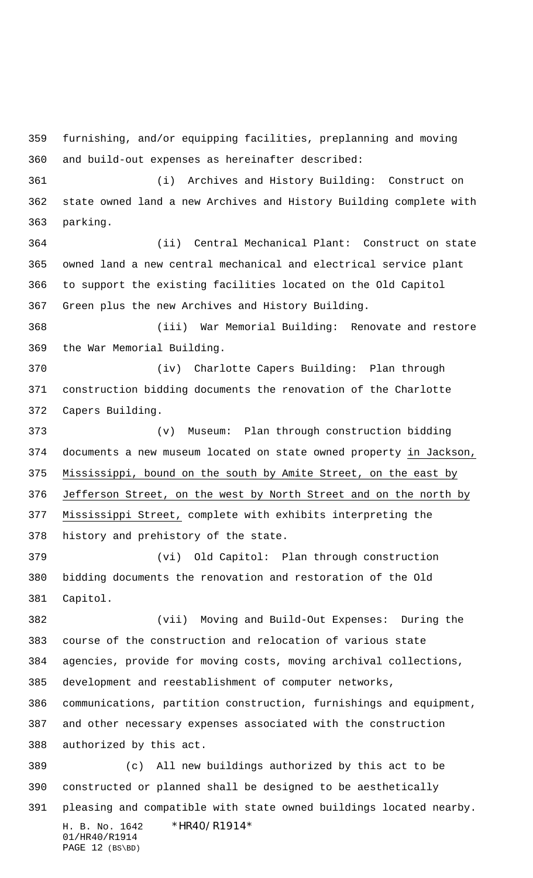furnishing, and/or equipping facilities, preplanning and moving and build-out expenses as hereinafter described:

(i) Archives and History Building: Construct on state owned land a new Archives and History Building complete with parking.

(ii) Central Mechanical Plant: Construct on state owned land a new central mechanical and electrical service plant to support the existing facilities located on the Old Capitol Green plus the new Archives and History Building.

(iii) War Memorial Building: Renovate and restore the War Memorial Building.

(iv) Charlotte Capers Building: Plan through construction bidding documents the renovation of the Charlotte Capers Building.

(v) Museum: Plan through construction bidding documents a new museum located on state owned property <u>in Jackson, Mississippi, bound on the south by Amite Street, on the east by Jefferson Street, on the west by North Street and on the north by Mississippi Street,</u> complete with exhibits interpreting the history and prehistory of the state.

(vi) Old Capitol: Plan through construction bidding documents the renovation and restoration of the Old Capitol.

(vii) Moving and Build-Out Expenses: During the course of the construction and relocation of various state agencies, provide for moving costs, moving archival collections, development and reestablishment of computer networks, communications, partition construction, furnishings and equipment, and other necessary expenses associated with the construction authorized by this act.

(c) All new buildings authorized by this act to be constructed or planned shall be designed to be aesthetically pleasing and compatible with state owned buildings located nearby.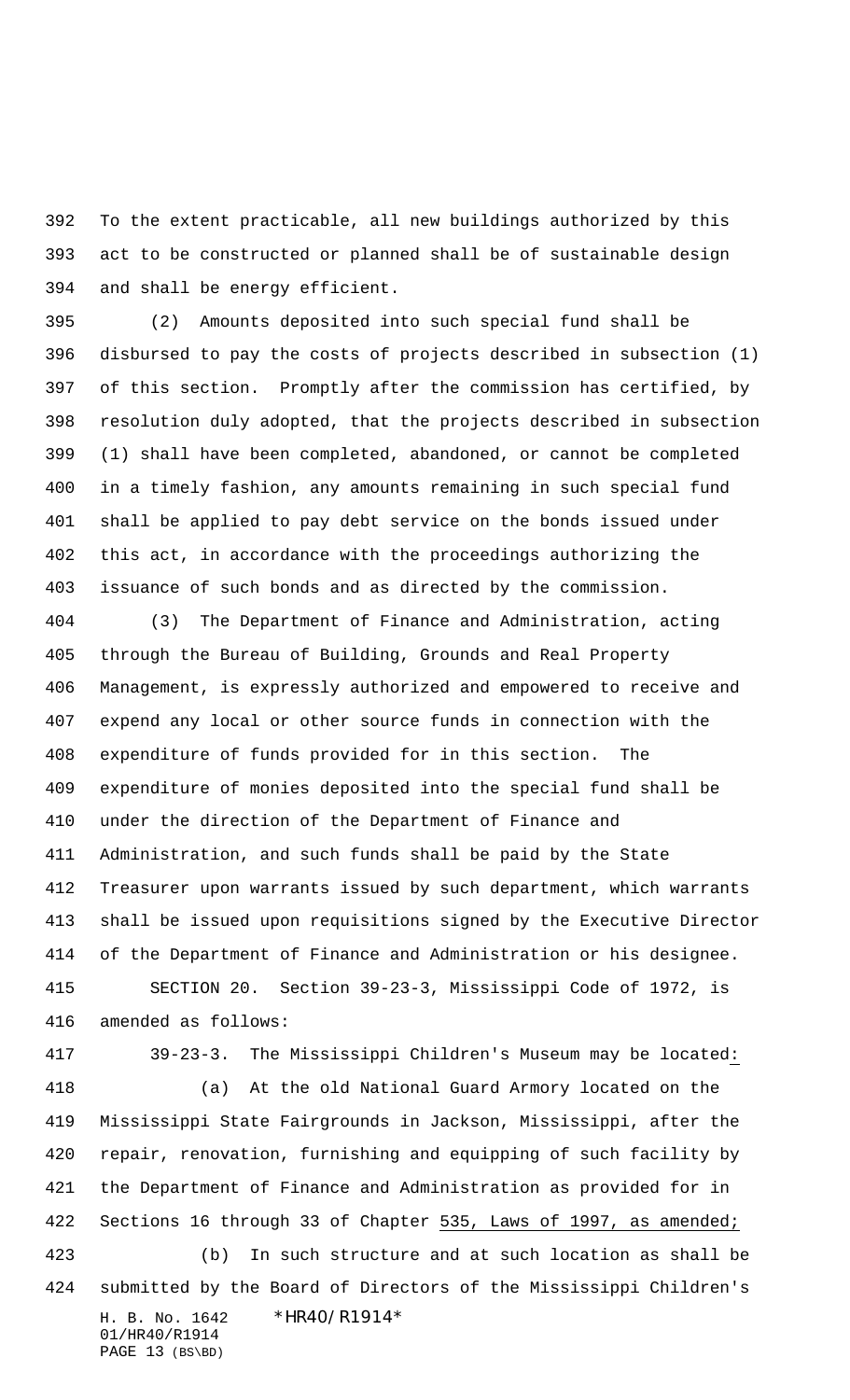To the extent practicable, all new buildings authorized by this act to be constructed or planned shall be of sustainable design and shall be energy efficient.

(2) Amounts deposited into such special fund shall be disbursed to pay the costs of projects described in subsection (1) of this section. Promptly after the commission has certified, by resolution duly adopted, that the projects described in subsection (1) shall have been completed, abandoned, or cannot be completed in a timely fashion, any amounts remaining in such special fund shall be applied to pay debt service on the bonds issued under this act, in accordance with the proceedings authorizing the issuance of such bonds and as directed by the commission.

(3) The Department of Finance and Administration, acting through the Bureau of Building, Grounds and Real Property Management, is expressly authorized and empowered to receive and expend any local or other source funds in connection with the expenditure of funds provided for in this section. The expenditure of monies deposited into the special fund shall be under the direction of the Department of Finance and Administration, and such funds shall be paid by the State Treasurer upon warrants issued by such department, which warrants shall be issued upon requisitions signed by the Executive Director of the Department of Finance and Administration or his designee.

SECTION 20. Section 39-23-3, Mississippi Code of 1972, is amended as follows:

39-23-3. The Mississippi Children's Museum may be located:

(a) At the old National Guard Armory located on the Mississippi State Fairgrounds in Jackson, Mississippi, after the repair, renovation, furnishing and equipping of such facility by the Department of Finance and Administration as provided for in Sections 16 through 33 of Chapter 535, Laws of 1997, as amended;

(b) In such structure and at such location as shall be submitted by the Board of Directors of the Mississippi Children's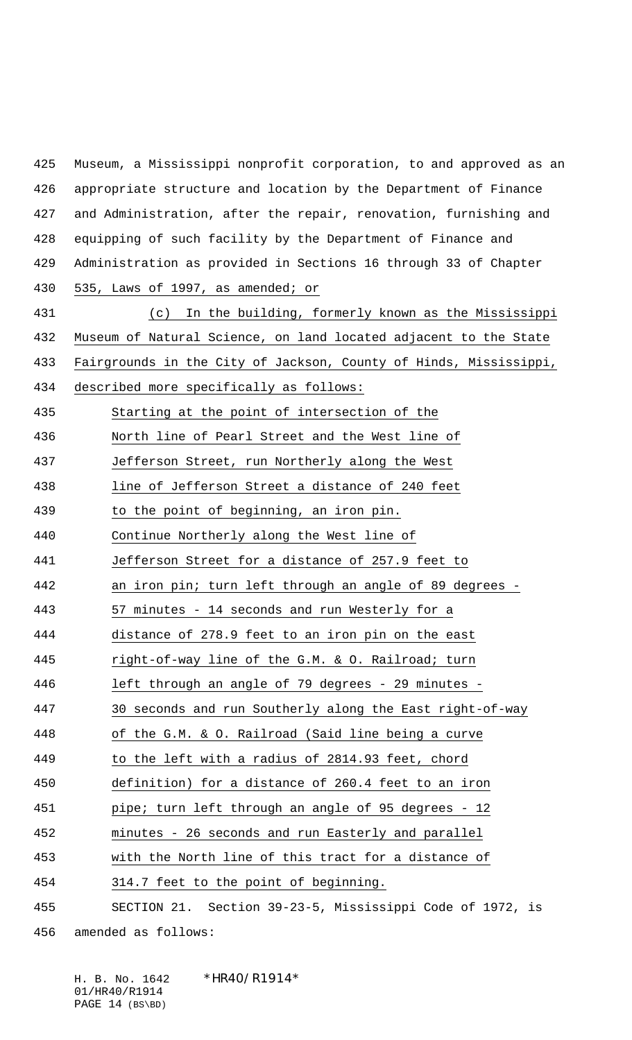Museum, a Mississippi nonprofit corporation, to and approved as an appropriate structure and location by the Department of Finance and Administration, after the repair, renovation, furnishing and equipping of such facility by the Department of Finance and Administration as provided in Sections 16 through 33 of Chapter 535, Laws of 1997, as amended; or

(c) In the building, formerly known as the Mississippi Museum of Natural Science, on land located adjacent to the State Fairgrounds in the City of Jackson, County of Hinds, Mississippi, described more specifically as follows:

Starting at the point of intersection of the North line of Pearl Street and the West line of Jefferson Street, run Northerly along the West line of Jefferson Street a distance of 240 feet to the point of beginning, an iron pin. Continue Northerly along the West line of Jefferson Street for a distance of 257.9 feet to an iron pin; turn left through an angle of 89 degrees - 57 minutes - 14 seconds and run Westerly for a distance of 278.9 feet to an iron pin on the east right-of-way line of the G.M. & O. Railroad; turn left through an angle of 79 degrees - 29 minutes - 30 seconds and run Southerly along the East right-of-way of the G.M. & O. Railroad (Said line being a curve to the left with a radius of 2814.93 feet, chord definition) for a distance of 260.4 feet to an iron pipe; turn left through an angle of 95 degrees - 12 minutes - 26 seconds and run Easterly and parallel with the North line of this tract for a distance of 314.7 feet to the point of beginning.

SECTION 21. Section 39-23-5, Mississippi Code of 1972, is amended as follows: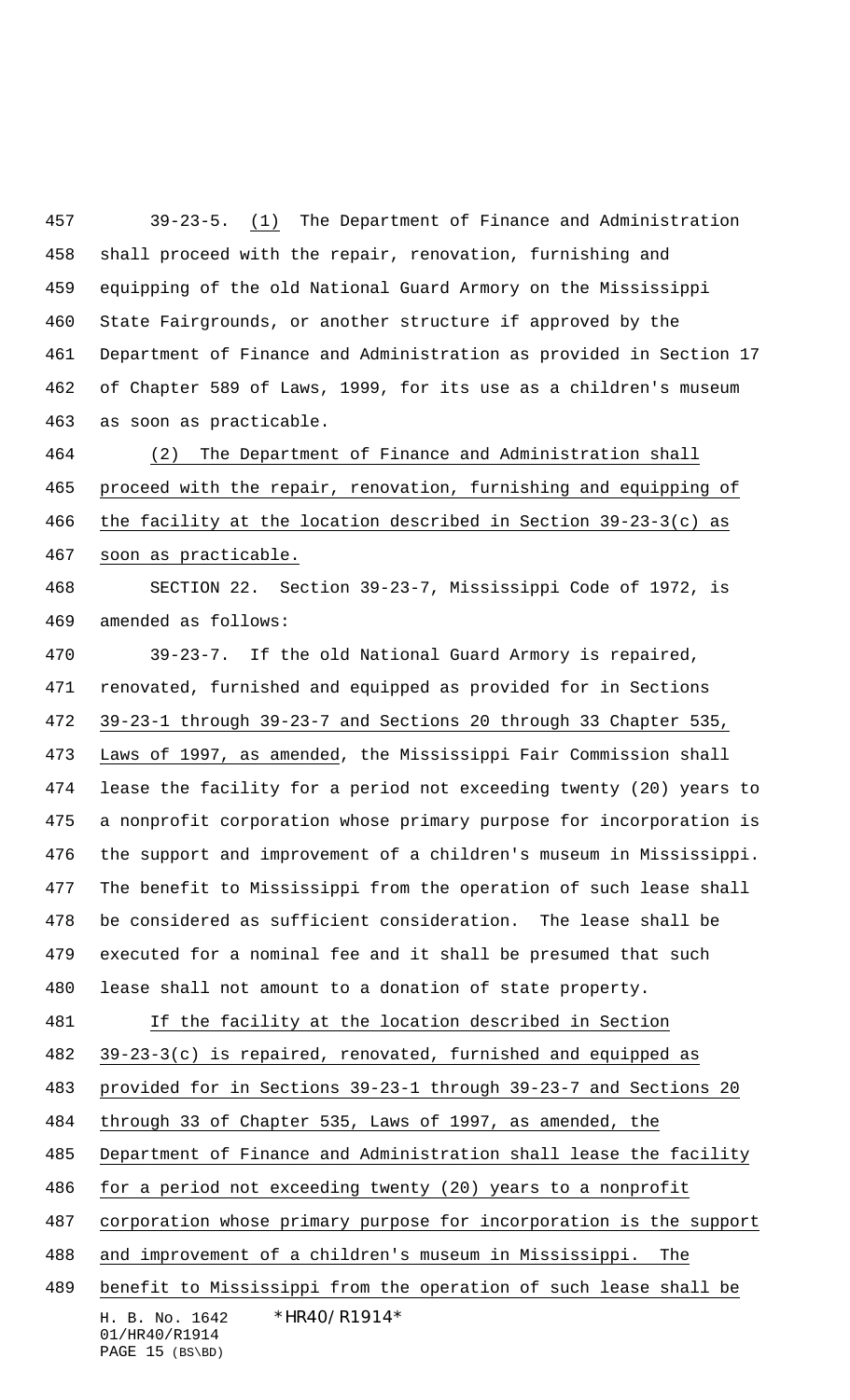39-23-5. (1) The Department of Finance and Administration shall proceed with the repair, renovation, furnishing and equipping of the old National Guard Armory on the Mississippi State Fairgrounds, or another structure if approved by the Department of Finance and Administration as provided in Section 17 of Chapter 589 of Laws, 1999, for its use as a children's museum as soon as practicable.

(2) The Department of Finance and Administration shall proceed with the repair, renovation, furnishing and equipping of the facility at the location described in Section 39-23-3(c) as soon as practicable.

SECTION 22. Section 39-23-7, Mississippi Code of 1972, is amended as follows:

39-23-7. If the old National Guard Armory is repaired, renovated, furnished and equipped as provided for in Sections 39-23-1 through 39-23-7 and Sections 20 through 33 Chapter 535, Laws of 1997, as amended, the Mississippi Fair Commission shall lease the facility for a period not exceeding twenty (20) years to a nonprofit corporation whose primary purpose for incorporation is the support and improvement of a children's museum in Mississippi. The benefit to Mississippi from the operation of such lease shall be considered as sufficient consideration. The lease shall be executed for a nominal fee and it shall be presumed that such lease shall not amount to a donation of state property.

If the facility at the location described in Section 39-23-3(c) is repaired, renovated, furnished and equipped as provided for in Sections 39-23-1 through 39-23-7 and Sections 20 through 33 of Chapter 535, Laws of 1997, as amended, the Department of Finance and Administration shall lease the facility for a period not exceeding twenty (20) years to a nonprofit corporation whose primary purpose for incorporation is the support and improvement of a children's museum in Mississippi. The benefit to Mississippi from the operation of such lease shall be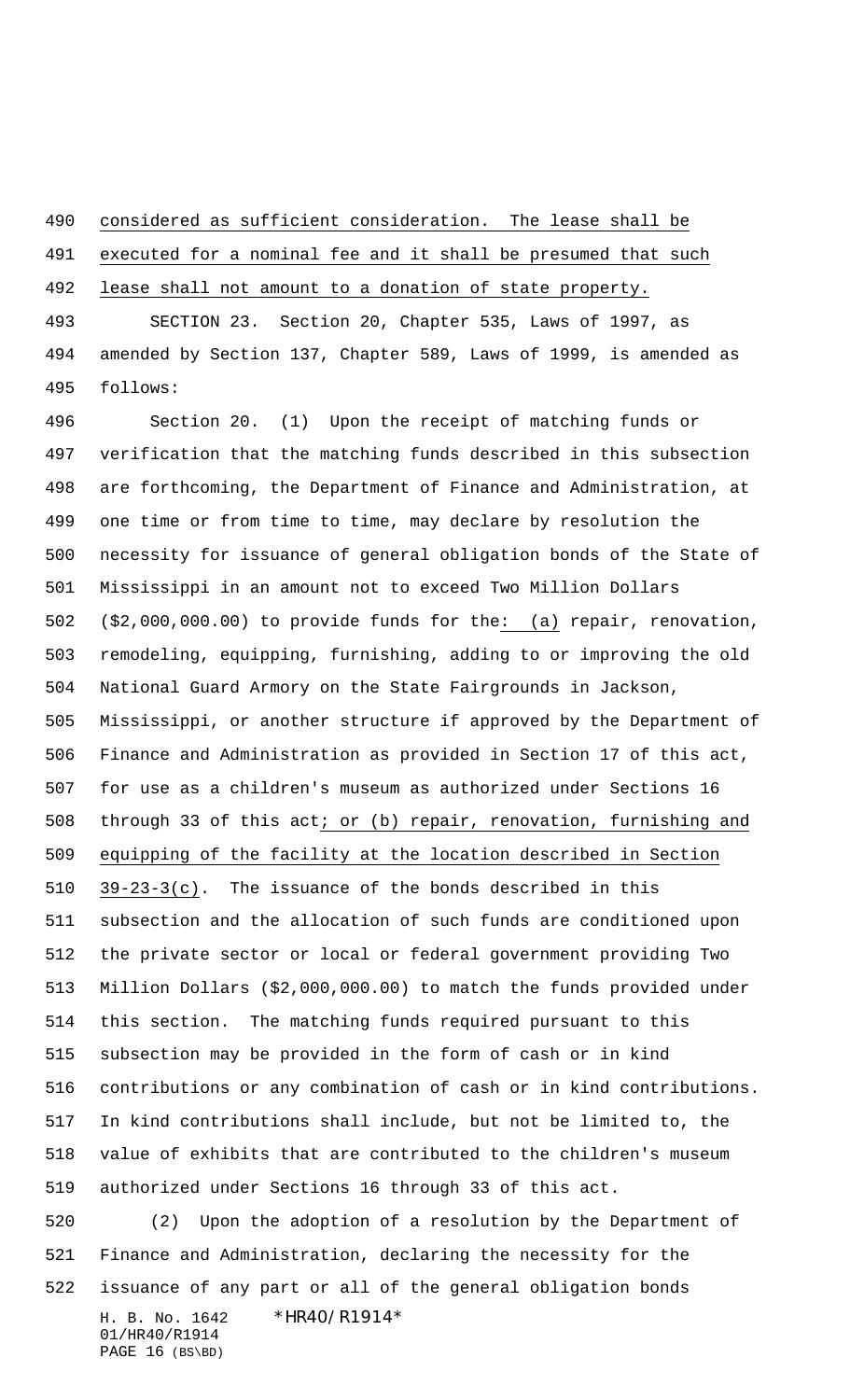considered as sufficient consideration. The lease shall be executed for a nominal fee and it shall be presumed that such lease shall not amount to a donation of state property.

SECTION 23. Section 20, Chapter 535, Laws of 1997, as amended by Section 137, Chapter 589, Laws of 1999, is amended as follows:

Section 20. (1) Upon the receipt of matching funds or verification that the matching funds described in this subsection are forthcoming, the Department of Finance and Administration, at one time or from time to time, may declare by resolution the necessity for issuance of general obligation bonds of the State of Mississippi in an amount not to exceed Two Million Dollars ($2,000,000.00) to provide funds for the: (a) repair, renovation, remodeling, equipping, furnishing, adding to or improving the old National Guard Armory on the State Fairgrounds in Jackson, Mississippi, or another structure if approved by the Department of Finance and Administration as provided in Section 17 of this act, for use as a children's museum as authorized under Sections 16 through 33 of this act; or (b) repair, renovation, furnishing and equipping of the facility at the location described in Section 39-23-3(c). The issuance of the bonds described in this subsection and the allocation of such funds are conditioned upon the private sector or local or federal government providing Two Million Dollars ($2,000,000.00) to match the funds provided under this section. The matching funds required pursuant to this subsection may be provided in the form of cash or in kind contributions or any combination of cash or in kind contributions. In kind contributions shall include, but not be limited to, the value of exhibits that are contributed to the children's museum authorized under Sections 16 through 33 of this act.

(2) Upon the adoption of a resolution by the Department of Finance and Administration, declaring the necessity for the issuance of any part or all of the general obligation bonds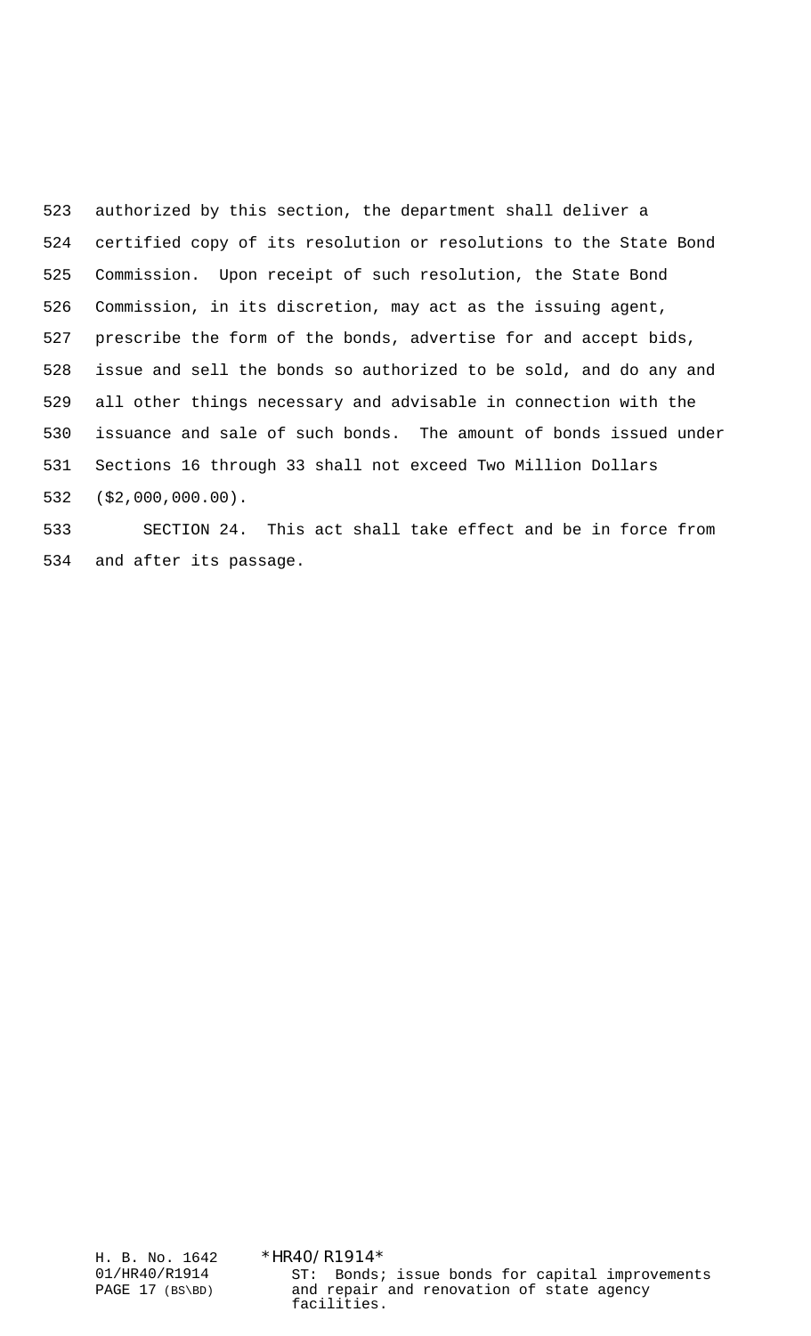authorized by this section, the department shall deliver a certified copy of its resolution or resolutions to the State Bond Commission. Upon receipt of such resolution, the State Bond Commission, in its discretion, may act as the issuing agent, prescribe the form of the bonds, advertise for and accept bids, issue and sell the bonds so authorized to be sold, and do any and all other things necessary and advisable in connection with the issuance and sale of such bonds. The amount of bonds issued under Sections 16 through 33 shall not exceed Two Million Dollars ($2,000,000.00).

SECTION 24. This act shall take effect and be in force from and after its passage.